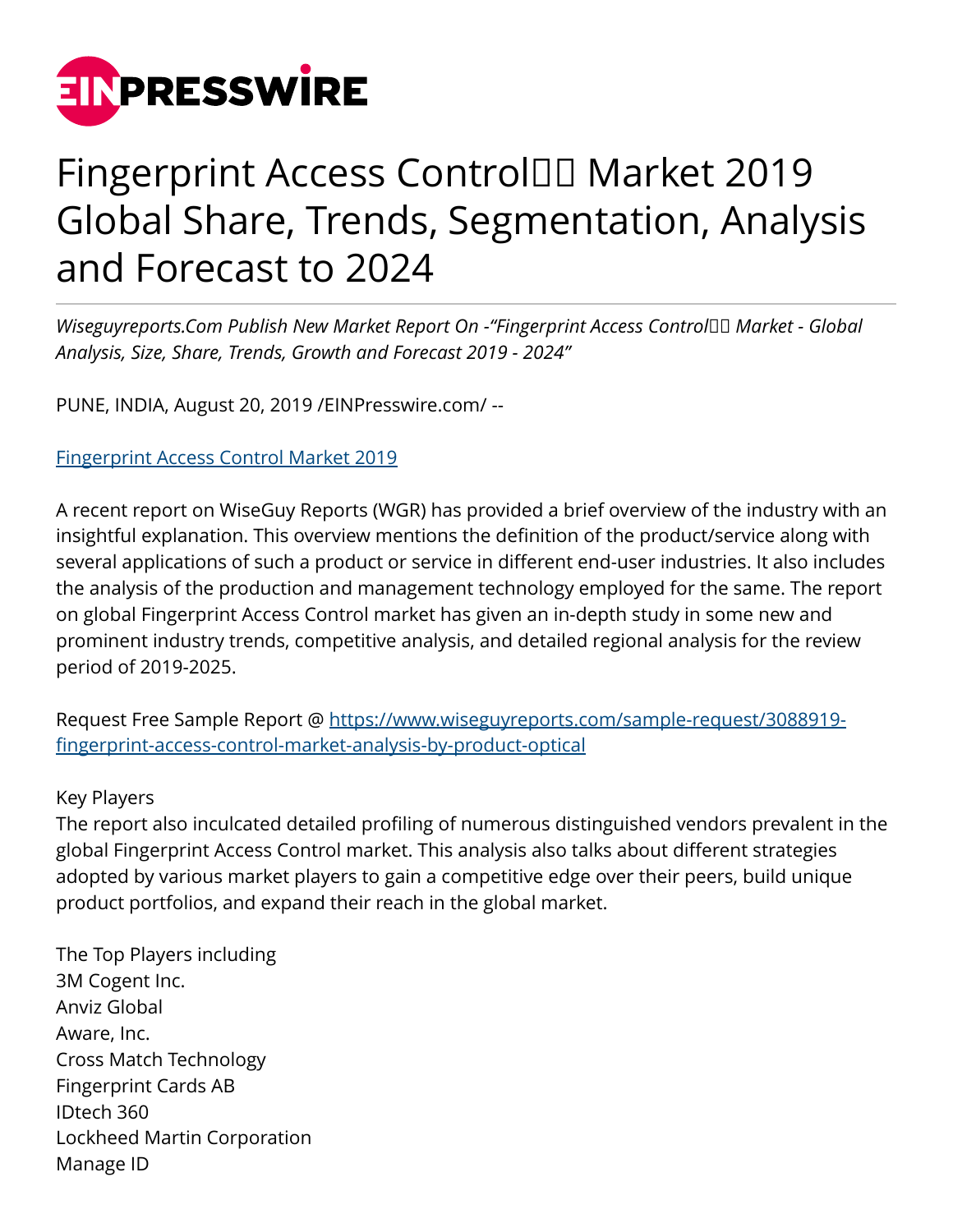# Fingerprint Access Control Market 2019 Global Share, Trends, Segmentation, Analysis and Forecast to 2024

*Wiseguyreports.Com Publish New Market Report On -"Fingerprint Access Control Market - Global Analysis, Size, Share, Trends, Growth and Forecast 2019 - 2024"*

PUNE, INDIA, August 20, 2019 /EINPresswire.com/ --

[Fingerprint Access Control Market 2019](https://www.wiseguyreports.com/sample-request/3088919-fingerprint-access-control-market-analysis-by-product-optical)

A recent report on WiseGuy Reports (WGR) has provided a brief overview of the industry with an insightful explanation. This overview mentions the definition of the product/service along with several applications of such a product or service in different end-user industries. It also includes the analysis of the production and management technology employed for the same. The report on global Fingerprint Access Control market has given an in-depth study in some new and prominent industry trends, competitive analysis, and detailed regional analysis for the review period of 2019-2025.

Request Free Sample Report @ https://www.wiseguyreports.com/sample-request/3088919-fingerprint-access-control-market-analysis-by-product-optical

Key Players
The report also inculcated detailed profiling of numerous distinguished vendors prevalent in the global Fingerprint Access Control market. This analysis also talks about different strategies adopted by various market players to gain a competitive edge over their peers, build unique product portfolios, and expand their reach in the global market.

The Top Players including
3M Cogent Inc.
Anviz Global
Aware, Inc.
Cross Match Technology
Fingerprint Cards AB
IDtech 360
Lockheed Martin Corporation
Manage ID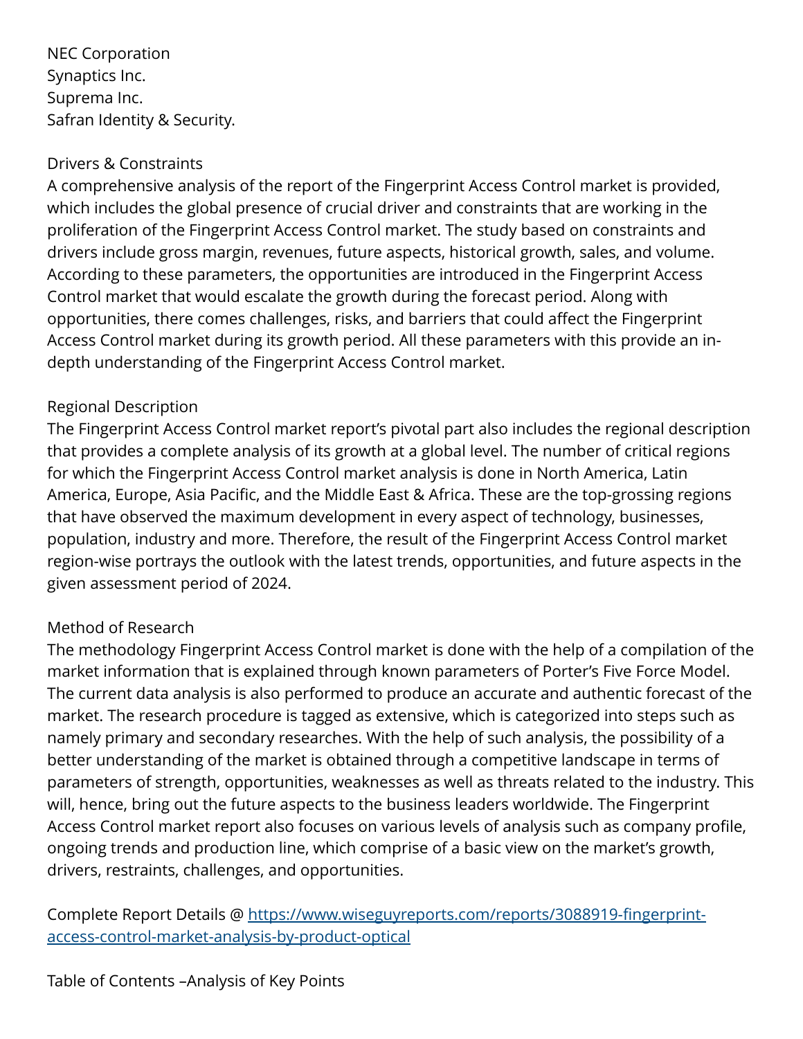NEC Corporation
Synaptics Inc.
Suprema Inc.
Safran Identity & Security.

Drivers & Constraints

A comprehensive analysis of the report of the Fingerprint Access Control market is provided, which includes the global presence of crucial driver and constraints that are working in the proliferation of the Fingerprint Access Control market. The study based on constraints and drivers include gross margin, revenues, future aspects, historical growth, sales, and volume. According to these parameters, the opportunities are introduced in the Fingerprint Access Control market that would escalate the growth during the forecast period. Along with opportunities, there comes challenges, risks, and barriers that could affect the Fingerprint Access Control market during its growth period. All these parameters with this provide an in-depth understanding of the Fingerprint Access Control market.

Regional Description

The Fingerprint Access Control market report's pivotal part also includes the regional description that provides a complete analysis of its growth at a global level. The number of critical regions for which the Fingerprint Access Control market analysis is done in North America, Latin America, Europe, Asia Pacific, and the Middle East & Africa. These are the top-grossing regions that have observed the maximum development in every aspect of technology, businesses, population, industry and more. Therefore, the result of the Fingerprint Access Control market region-wise portrays the outlook with the latest trends, opportunities, and future aspects in the given assessment period of 2024.

Method of Research

The methodology Fingerprint Access Control market is done with the help of a compilation of the market information that is explained through known parameters of Porter's Five Force Model. The current data analysis is also performed to produce an accurate and authentic forecast of the market. The research procedure is tagged as extensive, which is categorized into steps such as namely primary and secondary researches. With the help of such analysis, the possibility of a better understanding of the market is obtained through a competitive landscape in terms of parameters of strength, opportunities, weaknesses as well as threats related to the industry. This will, hence, bring out the future aspects to the business leaders worldwide. The Fingerprint Access Control market report also focuses on various levels of analysis such as company profile, ongoing trends and production line, which comprise of a basic view on the market's growth, drivers, restraints, challenges, and opportunities.

Complete Report Details @ [https://www.wiseguyreports.com/reports/3088919-fingerprint-access-control-market-analysis-by-product-optical](https://www.wiseguyreports.com/reports/3088919-fingerprint-access-control-market-analysis-by-product-optical)

Table of Contents –Analysis of Key Points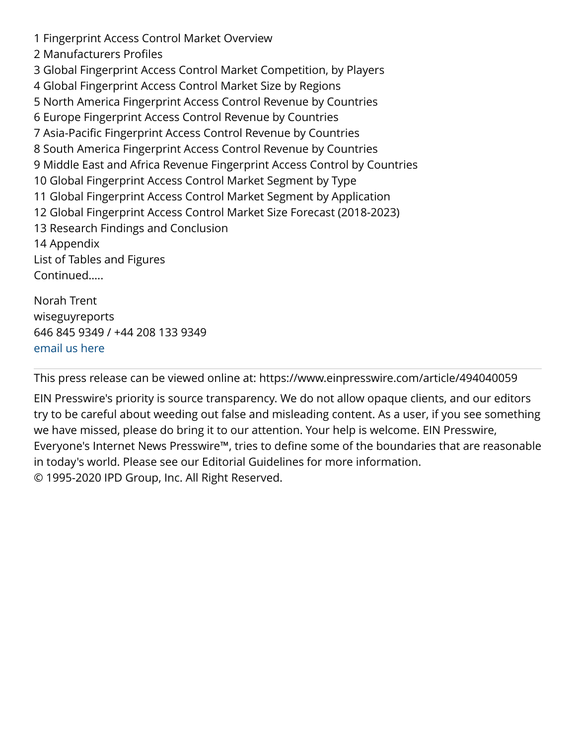1 Fingerprint Access Control Market Overview
2 Manufacturers Profiles
3 Global Fingerprint Access Control Market Competition, by Players
4 Global Fingerprint Access Control Market Size by Regions
5 North America Fingerprint Access Control Revenue by Countries
6 Europe Fingerprint Access Control Revenue by Countries
7 Asia-Pacific Fingerprint Access Control Revenue by Countries
8 South America Fingerprint Access Control Revenue by Countries
9 Middle East and Africa Revenue Fingerprint Access Control by Countries
10 Global Fingerprint Access Control Market Segment by Type
11 Global Fingerprint Access Control Market Segment by Application
12 Global Fingerprint Access Control Market Size Forecast (2018-2023)
13 Research Findings and Conclusion
14 Appendix
List of Tables and Figures
Continued…..

Norah Trent
wiseguyreports
646 845 9349 / +44 208 133 9349
email us here

---

This press release can be viewed online at: https://www.einpresswire.com/article/494040059

EIN Presswire's priority is source transparency. We do not allow opaque clients, and our editors try to be careful about weeding out false and misleading content. As a user, if you see something we have missed, please do bring it to our attention. Your help is welcome. EIN Presswire, Everyone's Internet News Presswire™, tries to define some of the boundaries that are reasonable in today's world. Please see our Editorial Guidelines for more information.
© 1995-2020 IPD Group, Inc. All Right Reserved.